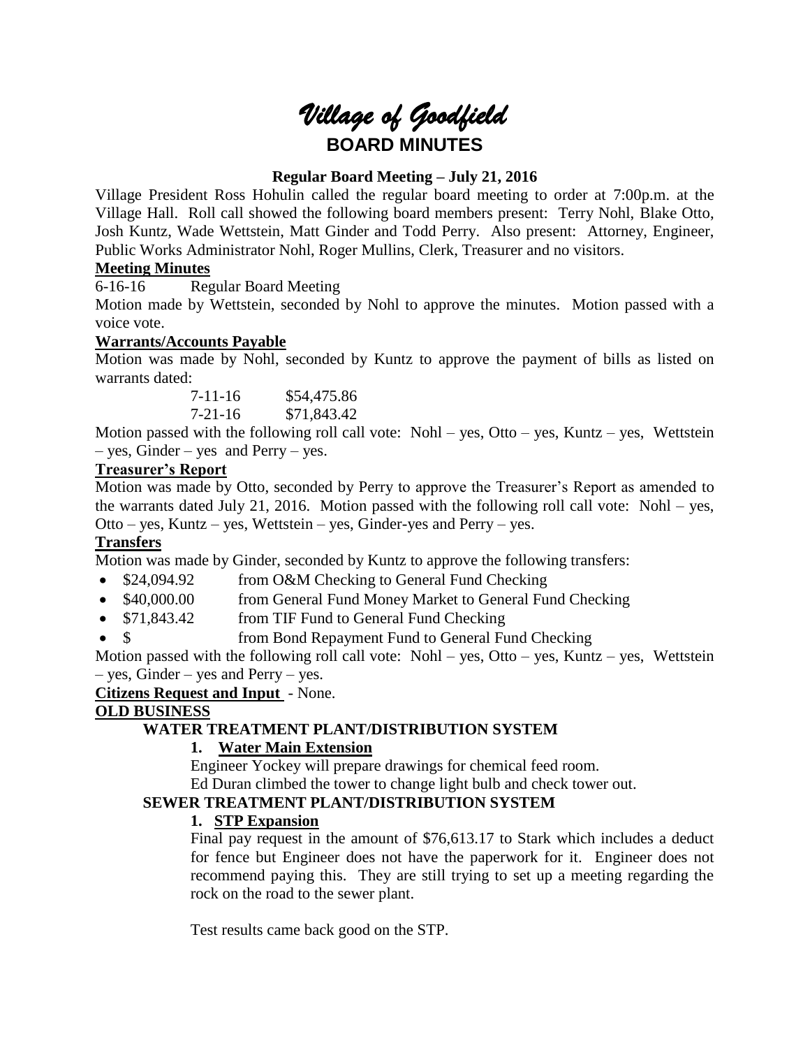# *Village of Goodfield*

## BOARD MINUTES

### Regular Board Meeting – July 21, 2016

Village President Ross Hohulin called the regular board meeting to order at 7:00p.m. at the Village Hall. Roll call showed the following board members present: Terry Nohl, Blake Otto, Josh Kuntz, Wade Wettstein, Matt Ginder and Todd Perry. Also present: Attorney, Engineer, Public Works Administrator Nohl, Roger Mullins, Clerk, Treasurer and no visitors.

**Meeting Minutes**

6-16-16 Regular Board Meeting

Motion made by Wettstein, seconded by Nohl to approve the minutes. Motion passed with a voice vote.

**Warrants/Accounts Payable**

Motion was made by Nohl, seconded by Kuntz to approve the payment of bills as listed on warrants dated:

7-11-16 $54,475.86
7-21-16 $71,843.42

Motion passed with the following roll call vote: Nohl – yes, Otto – yes, Kuntz – yes, Wettstein – yes, Ginder – yes and Perry – yes.

**Treasurer's Report**

Motion was made by Otto, seconded by Perry to approve the Treasurer's Report as amended to the warrants dated July 21, 2016. Motion passed with the following roll call vote: Nohl – yes, Otto – yes, Kuntz – yes, Wettstein – yes, Ginder-yes and Perry – yes.

**Transfers**

Motion was made by Ginder, seconded by Kuntz to approve the following transfers:

- $24,094.92 from O&M Checking to General Fund Checking
- $40,000.00 from General Fund Money Market to General Fund Checking
- $71,843.42 from TIF Fund to General Fund Checking
- $ from Bond Repayment Fund to General Fund Checking

Motion passed with the following roll call vote: Nohl – yes, Otto – yes, Kuntz – yes, Wettstein – yes, Ginder – yes and Perry – yes.

**Citizens Request and Input** - None.

**OLD BUSINESS**

**WATER TREATMENT PLANT/DISTRIBUTION SYSTEM**

1. **Water Main Extension**

Engineer Yockey will prepare drawings for chemical feed room.

Ed Duran climbed the tower to change light bulb and check tower out.

**SEWER TREATMENT PLANT/DISTRIBUTION SYSTEM**

1. **STP Expansion**

Final pay request in the amount of $76,613.17 to Stark which includes a deduct for fence but Engineer does not have the paperwork for it. Engineer does not recommend paying this. They are still trying to set up a meeting regarding the rock on the road to the sewer plant.

Test results came back good on the STP.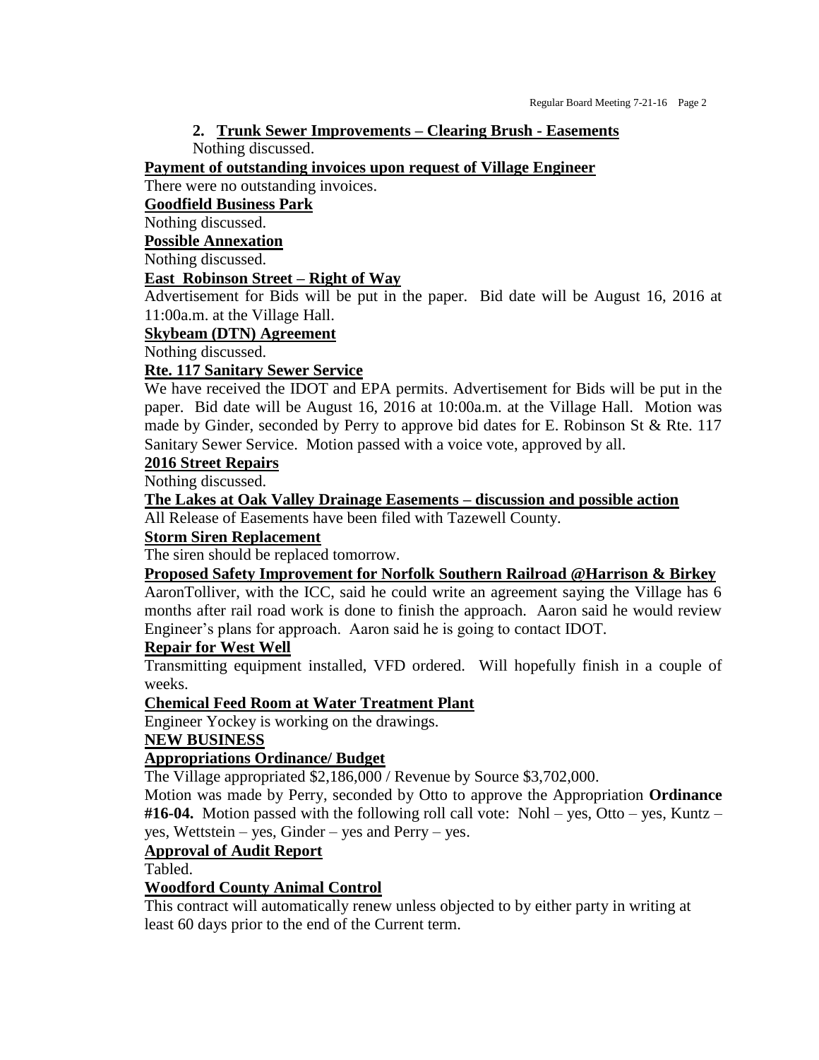2. **Trunk Sewer Improvements – Clearing Brush - Easements**

Nothing discussed.

**Payment of outstanding invoices upon request of Village Engineer**

There were no outstanding invoices.

**Goodfield Business Park**

Nothing discussed.

**Possible Annexation**

Nothing discussed.

**East Robinson Street – Right of Way**

Advertisement for Bids will be put in the paper. Bid date will be August 16, 2016 at 11:00a.m. at the Village Hall.

**Skybeam (DTN) Agreement**

Nothing discussed.

**Rte. 117 Sanitary Sewer Service**

We have received the IDOT and EPA permits. Advertisement for Bids will be put in the paper. Bid date will be August 16, 2016 at 10:00a.m. at the Village Hall. Motion was made by Ginder, seconded by Perry to approve bid dates for E. Robinson St & Rte. 117 Sanitary Sewer Service. Motion passed with a voice vote, approved by all.

**2016 Street Repairs**

Nothing discussed.

**The Lakes at Oak Valley Drainage Easements – discussion and possible action**

All Release of Easements have been filed with Tazewell County.

**Storm Siren Replacement**

The siren should be replaced tomorrow.

**Proposed Safety Improvement for Norfolk Southern Railroad @Harrison & Birkey**

AaronTolliver, with the ICC, said he could write an agreement saying the Village has 6 months after rail road work is done to finish the approach. Aaron said he would review Engineer's plans for approach. Aaron said he is going to contact IDOT.

**Repair for West Well**

Transmitting equipment installed, VFD ordered. Will hopefully finish in a couple of weeks.

**Chemical Feed Room at Water Treatment Plant**

Engineer Yockey is working on the drawings.

**NEW BUSINESS**

**Appropriations Ordinance/ Budget**

The Village appropriated $2,186,000 / Revenue by Source $3,702,000.

Motion was made by Perry, seconded by Otto to approve the Appropriation **Ordinance #16-04.** Motion passed with the following roll call vote: Nohl – yes, Otto – yes, Kuntz – yes, Wettstein – yes, Ginder – yes and Perry – yes.

**Approval of Audit Report**

Tabled.

**Woodford County Animal Control**

This contract will automatically renew unless objected to by either party in writing at least 60 days prior to the end of the Current term.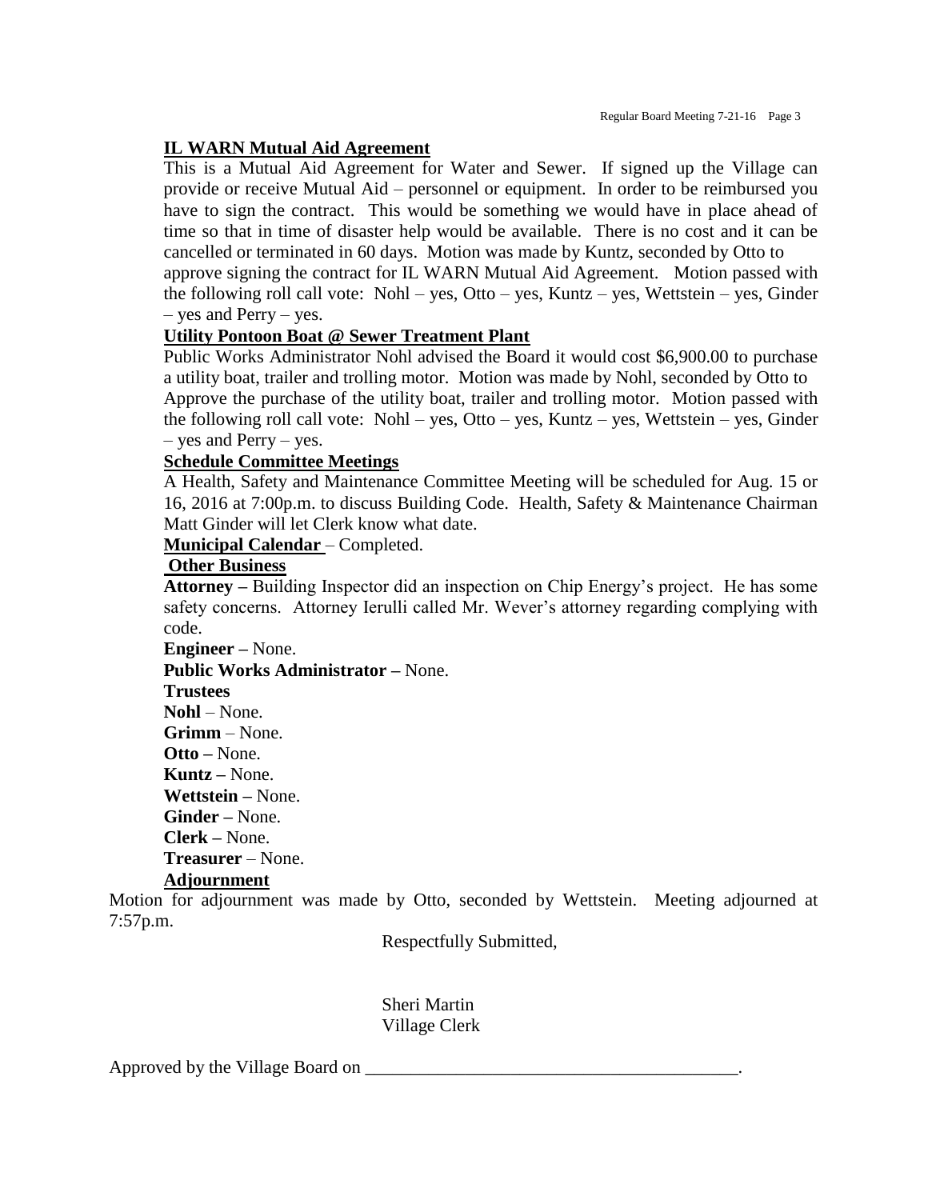**IL WARN Mutual Aid Agreement**

This is a Mutual Aid Agreement for Water and Sewer. If signed up the Village can provide or receive Mutual Aid – personnel or equipment. In order to be reimbursed you have to sign the contract. This would be something we would have in place ahead of time so that in time of disaster help would be available. There is no cost and it can be cancelled or terminated in 60 days. Motion was made by Kuntz, seconded by Otto to approve signing the contract for IL WARN Mutual Aid Agreement. Motion passed with the following roll call vote: Nohl – yes, Otto – yes, Kuntz – yes, Wettstein – yes, Ginder – yes and Perry – yes.

**Utility Pontoon Boat @ Sewer Treatment Plant**

Public Works Administrator Nohl advised the Board it would cost $6,900.00 to purchase a utility boat, trailer and trolling motor. Motion was made by Nohl, seconded by Otto to Approve the purchase of the utility boat, trailer and trolling motor. Motion passed with the following roll call vote: Nohl – yes, Otto – yes, Kuntz – yes, Wettstein – yes, Ginder – yes and Perry – yes.

**Schedule Committee Meetings**

A Health, Safety and Maintenance Committee Meeting will be scheduled for Aug. 15 or 16, 2016 at 7:00p.m. to discuss Building Code. Health, Safety & Maintenance Chairman Matt Ginder will let Clerk know what date.

**Municipal Calendar** – Completed.

**Other Business**

**Attorney –** Building Inspector did an inspection on Chip Energy's project. He has some safety concerns. Attorney Ierulli called Mr. Wever's attorney regarding complying with code.

**Engineer –** None.

**Public Works Administrator –** None.

**Trustees**

**Nohl** – None.

**Grimm** – None.

**Otto –** None.

**Kuntz –** None.

**Wettstein –** None.

**Ginder –** None.

**Clerk –** None.

**Treasurer** – None.

**Adjournment**

Motion for adjournment was made by Otto, seconded by Wettstein. Meeting adjourned at 7:57p.m.

Respectfully Submitted,

Sheri Martin
Village Clerk

Approved by the Village Board on \_\_\_\_\_\_\_\_\_\_\_\_\_\_\_\_\_\_\_\_\_\_\_\_\_\_\_\_\_\_\_\_\_\_\_\_\_\_\_\_.